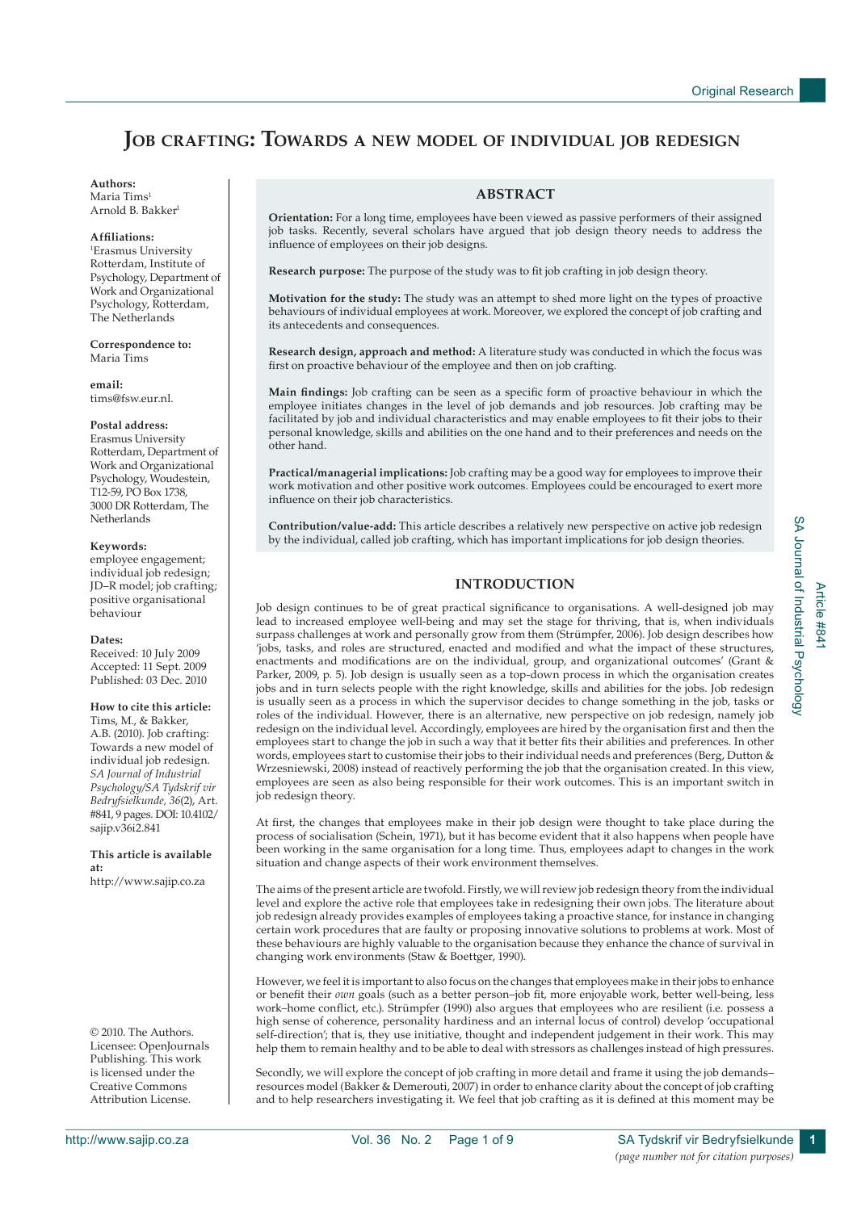# Job crafting: Towards a new model of individual job redesign

**Authors:**
Maria Tims[1]
Arnold B. Bakker[1]

**Affiliations:**
[1]Erasmus University Rotterdam, Institute of Psychology, Department of Work and Organizational Psychology, Rotterdam, The Netherlands

**Correspondence to:**
Maria Tims

**email:**
tims@fsw.eur.nl.

**Postal address:**
Erasmus University Rotterdam, Department of Work and Organizational Psychology, Woudestein, T12-59, PO Box 1738, 3000 DR Rotterdam, The Netherlands

**Keywords:**
employee engagement; individual job redesign; JD–R model; job crafting; positive organisational behaviour

**Dates:**
Received: 10 July 2009
Accepted: 11 Sept. 2009
Published: 03 Dec. 2010

**How to cite this article:**
Tims, M., & Bakker, A.B. (2010). Job crafting: Towards a new model of individual job redesign. *SA Journal of Industrial Psychology/SA Tydskrif vir Bedryfsielkunde, 36*(2), Art. #841, 9 pages. DOI: 10.4102/sajip.v36i2.841

**This article is available at:**
http://www.sajip.co.za

© 2010. The Authors. Licensee: OpenJournals Publishing. This work is licensed under the Creative Commons Attribution License.

## ABSTRACT

**Orientation:** For a long time, employees have been viewed as passive performers of their assigned job tasks. Recently, several scholars have argued that job design theory needs to address the influence of employees on their job designs.

**Research purpose:** The purpose of the study was to fit job crafting in job design theory.

**Motivation for the study:** The study was an attempt to shed more light on the types of proactive behaviours of individual employees at work. Moreover, we explored the concept of job crafting and its antecedents and consequences.

**Research design, approach and method:** A literature study was conducted in which the focus was first on proactive behaviour of the employee and then on job crafting.

**Main findings:** Job crafting can be seen as a specific form of proactive behaviour in which the employee initiates changes in the level of job demands and job resources. Job crafting may be facilitated by job and individual characteristics and may enable employees to fit their jobs to their personal knowledge, skills and abilities on the one hand and to their preferences and needs on the other hand.

**Practical/managerial implications:** Job crafting may be a good way for employees to improve their work motivation and other positive work outcomes. Employees could be encouraged to exert more influence on their job characteristics.

**Contribution/value-add:** This article describes a relatively new perspective on active job redesign by the individual, called job crafting, which has important implications for job design theories.

## INTRODUCTION

Job design continues to be of great practical significance to organisations. A well-designed job may lead to increased employee well-being and may set the stage for thriving, that is, when individuals surpass challenges at work and personally grow from them (Strümpfer, 2006). Job design describes how 'jobs, tasks, and roles are structured, enacted and modified and what the impact of these structures, enactments and modifications are on the individual, group, and organizational outcomes' (Grant & Parker, 2009, p. 5). Job design is usually seen as a top-down process in which the organisation creates jobs and in turn selects people with the right knowledge, skills and abilities for the jobs. Job redesign is usually seen as a process in which the supervisor decides to change something in the job, tasks or roles of the individual. However, there is an alternative, new perspective on job redesign, namely job redesign on the individual level. Accordingly, employees are hired by the organisation first and then the employees start to change the job in such a way that it better fits their abilities and preferences. In other words, employees start to customise their jobs to their individual needs and preferences (Berg, Dutton & Wrzesniewski, 2008) instead of reactively performing the job that the organisation created. In this view, employees are seen as also being responsible for their work outcomes. This is an important switch in job redesign theory.

At first, the changes that employees make in their job design were thought to take place during the process of socialisation (Schein, 1971), but it has become evident that it also happens when people have been working in the same organisation for a long time. Thus, employees adapt to changes in the work situation and change aspects of their work environment themselves.

The aims of the present article are twofold. Firstly, we will review job redesign theory from the individual level and explore the active role that employees take in redesigning their own jobs. The literature about job redesign already provides examples of employees taking a proactive stance, for instance in changing certain work procedures that are faulty or proposing innovative solutions to problems at work. Most of these behaviours are highly valuable to the organisation because they enhance the chance of survival in changing work environments (Staw & Boettger, 1990).

However, we feel it is important to also focus on the changes that employees make in their jobs to enhance or benefit their *own* goals (such as a better person–job fit, more enjoyable work, better well-being, less work–home conflict, etc.). Strümpfer (1990) also argues that employees who are resilient (i.e. possess a high sense of coherence, personality hardiness and an internal locus of control) develop 'occupational self-direction'; that is, they use initiative, thought and independent judgement in their work. This may help them to remain healthy and to be able to deal with stressors as challenges instead of high pressures.

Secondly, we will explore the concept of job crafting in more detail and frame it using the job demands–resources model (Bakker & Demerouti, 2007) in order to enhance clarity about the concept of job crafting and to help researchers investigating it. We feel that job crafting as it is defined at this moment may be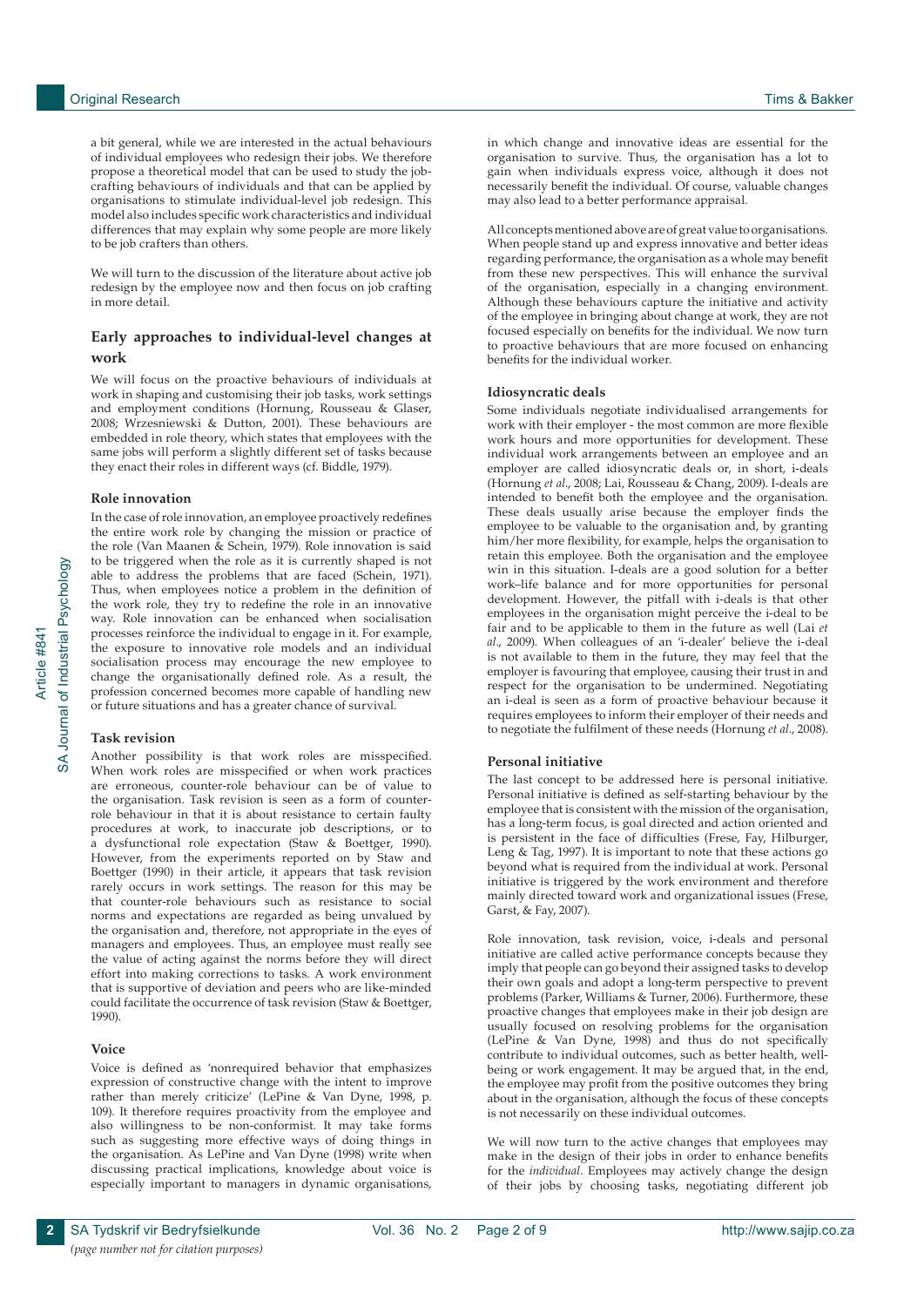a bit general, while we are interested in the actual behaviours of individual employees who redesign their jobs. We therefore propose a theoretical model that can be used to study the job-crafting behaviours of individuals and that can be applied by organisations to stimulate individual-level job redesign. This model also includes specific work characteristics and individual differences that may explain why some people are more likely to be job crafters than others.

We will turn to the discussion of the literature about active job redesign by the employee now and then focus on job crafting in more detail.

## Early approaches to individual-level changes at work

We will focus on the proactive behaviours of individuals at work in shaping and customising their job tasks, work settings and employment conditions (Hornung, Rousseau & Glaser, 2008; Wrzesniewski & Dutton, 2001). These behaviours are embedded in role theory, which states that employees with the same jobs will perform a slightly different set of tasks because they enact their roles in different ways (cf. Biddle, 1979).

### Role innovation

In the case of role innovation, an employee proactively redefines the entire work role by changing the mission or practice of the role (Van Maanen & Schein, 1979). Role innovation is said to be triggered when the role as it is currently shaped is not able to address the problems that are faced (Schein, 1971). Thus, when employees notice a problem in the definition of the work role, they try to redefine the role in an innovative way. Role innovation can be enhanced when socialisation processes reinforce the individual to engage in it. For example, the exposure to innovative role models and an individual socialisation process may encourage the new employee to change the organisationally defined role. As a result, the profession concerned becomes more capable of handling new or future situations and has a greater chance of survival.

### Task revision

Another possibility is that work roles are misspecified. When work roles are misspecified or when work practices are erroneous, counter-role behaviour can be of value to the organisation. Task revision is seen as a form of counter-role behaviour in that it is about resistance to certain faulty procedures at work, to inaccurate job descriptions, or to a dysfunctional role expectation (Staw & Boettger, 1990). However, from the experiments reported on by Staw and Boettger (1990) in their article, it appears that task revision rarely occurs in work settings. The reason for this may be that counter-role behaviours such as resistance to social norms and expectations are regarded as being unvalued by the organisation and, therefore, not appropriate in the eyes of managers and employees. Thus, an employee must really see the value of acting against the norms before they will direct effort into making corrections to tasks. A work environment that is supportive of deviation and peers who are like-minded could facilitate the occurrence of task revision (Staw & Boettger, 1990).

### Voice

Voice is defined as 'nonrequired behavior that emphasizes expression of constructive change with the intent to improve rather than merely criticize' (LePine & Van Dyne, 1998, p. 109). It therefore requires proactivity from the employee and also willingness to be non-conformist. It may take forms such as suggesting more effective ways of doing things in the organisation. As LePine and Van Dyne (1998) write when discussing practical implications, knowledge about voice is especially important to managers in dynamic organisations, in which change and innovative ideas are essential for the organisation to survive. Thus, the organisation has a lot to gain when individuals express voice, although it does not necessarily benefit the individual. Of course, valuable changes may also lead to a better performance appraisal.

All concepts mentioned above are of great value to organisations. When people stand up and express innovative and better ideas regarding performance, the organisation as a whole may benefit from these new perspectives. This will enhance the survival of the organisation, especially in a changing environment. Although these behaviours capture the initiative and activity of the employee in bringing about change at work, they are not focused especially on benefits for the individual. We now turn to proactive behaviours that are more focused on enhancing benefits for the individual worker.

### Idiosyncratic deals

Some individuals negotiate individualised arrangements for work with their employer - the most common are more flexible work hours and more opportunities for development. These individual work arrangements between an employee and an employer are called idiosyncratic deals or, in short, i-deals (Hornung *et al*., 2008; Lai, Rousseau & Chang, 2009). I-deals are intended to benefit both the employee and the organisation. These deals usually arise because the employer finds the employee to be valuable to the organisation and, by granting him/her more flexibility, for example, helps the organisation to retain this employee. Both the organisation and the employee win in this situation. I-deals are a good solution for a better work–life balance and for more opportunities for personal development. However, the pitfall with i-deals is that other employees in the organisation might perceive the i-deal to be fair and to be applicable to them in the future as well (Lai *et al*., 2009). When colleagues of an 'i-dealer' believe the i-deal is not available to them in the future, they may feel that the employer is favouring that employee, causing their trust in and respect for the organisation to be undermined. Negotiating an i-deal is seen as a form of proactive behaviour because it requires employees to inform their employer of their needs and to negotiate the fulfilment of these needs (Hornung *et al*., 2008).

### Personal initiative

The last concept to be addressed here is personal initiative. Personal initiative is defined as self-starting behaviour by the employee that is consistent with the mission of the organisation, has a long-term focus, is goal directed and action oriented and is persistent in the face of difficulties (Frese, Fay, Hilburger, Leng & Tag, 1997). It is important to note that these actions go beyond what is required from the individual at work. Personal initiative is triggered by the work environment and therefore mainly directed toward work and organizational issues (Frese, Garst, & Fay, 2007).

Role innovation, task revision, voice, i-deals and personal initiative are called active performance concepts because they imply that people can go beyond their assigned tasks to develop their own goals and adopt a long-term perspective to prevent problems (Parker, Williams & Turner, 2006). Furthermore, these proactive changes that employees make in their job design are usually focused on resolving problems for the organisation (LePine & Van Dyne, 1998) and thus do not specifically contribute to individual outcomes, such as better health, well-being or work engagement. It may be argued that, in the end, the employee may profit from the positive outcomes they bring about in the organisation, although the focus of these concepts is not necessarily on these individual outcomes.

We will now turn to the active changes that employees may make in the design of their jobs in order to enhance benefits for the *individual*. Employees may actively change the design of their jobs by choosing tasks, negotiating different job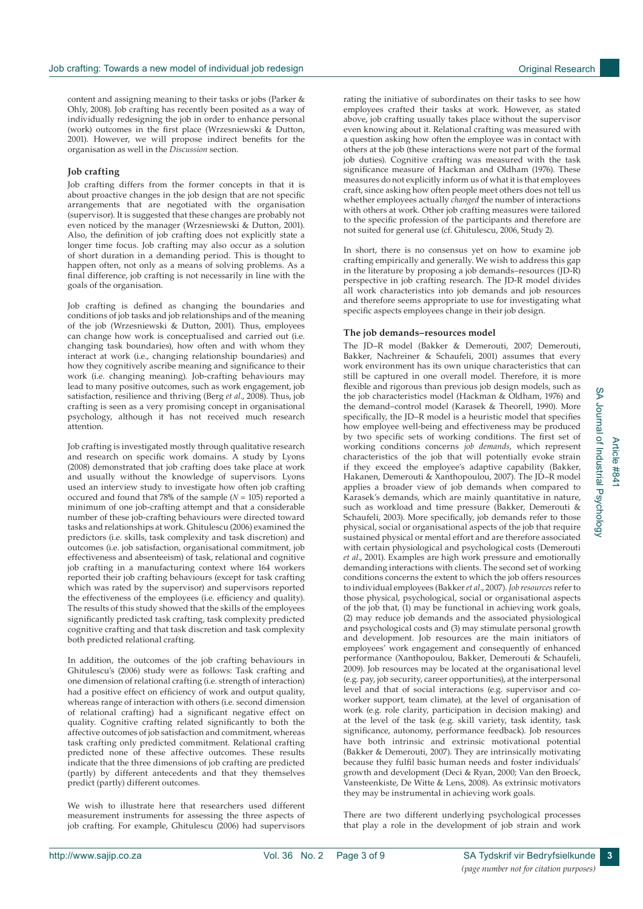content and assigning meaning to their tasks or jobs (Parker & Ohly, 2008). Job crafting has recently been posited as a way of individually redesigning the job in order to enhance personal (work) outcomes in the first place (Wrzesniewski & Dutton, 2001). However, we will propose indirect benefits for the organisation as well in the *Discussion* section.

### Job crafting

Job crafting differs from the former concepts in that it is about proactive changes in the job design that are not specific arrangements that are negotiated with the organisation (supervisor). It is suggested that these changes are probably not even noticed by the manager (Wrzesniewski & Dutton, 2001). Also, the definition of job crafting does not explicitly state a longer time focus. Job crafting may also occur as a solution of short duration in a demanding period. This is thought to happen often, not only as a means of solving problems. As a final difference, job crafting is not necessarily in line with the goals of the organisation.

Job crafting is defined as changing the boundaries and conditions of job tasks and job relationships and of the meaning of the job (Wrzesniewski & Dutton, 2001). Thus, employees can change how work is conceptualised and carried out (i.e. changing task boundaries), how often and with whom they interact at work (i.e., changing relationship boundaries) and how they cognitively ascribe meaning and significance to their work (i.e. changing meaning). Job-crafting behaviours may lead to many positive outcomes, such as work engagement, job satisfaction, resilience and thriving (Berg *et al.*, 2008). Thus, job crafting is seen as a very promising concept in organisational psychology, although it has not received much research attention.

Job crafting is investigated mostly through qualitative research and research on specific work domains. A study by Lyons (2008) demonstrated that job crafting does take place at work and usually without the knowledge of supervisors. Lyons used an interview study to investigate how often job crafting occured and found that 78% of the sample ($N$ = 105) reported a minimum of one job-crafting attempt and that a considerable number of these job-crafting behaviours were directed toward tasks and relationships at work. Ghitulescu (2006) examined the predictors (i.e. skills, task complexity and task discretion) and outcomes (i.e. job satisfaction, organisational commitment, job effectiveness and absenteeism) of task, relational and cognitive job crafting in a manufacturing context where 164 workers reported their job crafting behaviours (except for task crafting which was rated by the supervisor) and supervisors reported the effectiveness of the employees (i.e. efficiency and quality). The results of this study showed that the skills of the employees significantly predicted task crafting, task complexity predicted cognitive crafting and that task discretion and task complexity both predicted relational crafting.

In addition, the outcomes of the job crafting behaviours in Ghitulescu's (2006) study were as follows: Task crafting and one dimension of relational crafting (i.e. strength of interaction) had a positive effect on efficiency of work and output quality, whereas range of interaction with others (i.e. second dimension of relational crafting) had a significant negative effect on quality. Cognitive crafting related significantly to both the affective outcomes of job satisfaction and commitment, whereas task crafting only predicted commitment. Relational crafting predicted none of these affective outcomes. These results indicate that the three dimensions of job crafting are predicted (partly) by different antecedents and that they themselves predict (partly) different outcomes.

We wish to illustrate here that researchers used different measurement instruments for assessing the three aspects of job crafting. For example, Ghitulescu (2006) had supervisors rating the initiative of subordinates on their tasks to see how employees crafted their tasks at work. However, as stated above, job crafting usually takes place without the supervisor even knowing about it. Relational crafting was measured with a question asking how often the employee was in contact with others at the job (these interactions were not part of the formal job duties). Cognitive crafting was measured with the task significance measure of Hackman and Oldham (1976). These measures do not explicitly inform us of what it is that employees craft, since asking how often people meet others does not tell us whether employees actually *changed* the number of interactions with others at work. Other job crafting measures were tailored to the specific profession of the participants and therefore are not suited for general use (cf. Ghitulescu, 2006, Study 2).

In short, there is no consensus yet on how to examine job crafting empirically and generally. We wish to address this gap in the literature by proposing a job demands–resources (JD-R) perspective in job crafting research. The JD-R model divides all work characteristics into job demands and job resources and therefore seems appropriate to use for investigating what specific aspects employees change in their job design.

### The job demands–resources model

The JD–R model (Bakker & Demerouti, 2007; Demerouti, Bakker, Nachreiner & Schaufeli, 2001) assumes that every work environment has its own unique characteristics that can still be captured in one overall model. Therefore, it is more flexible and rigorous than previous job design models, such as the job characteristics model (Hackman & Oldham, 1976) and the demand–control model (Karasek & Theorell, 1990). More specifically, the JD–R model is a heuristic model that specifies how employee well-being and effectiveness may be produced by two specific sets of working conditions. The first set of working conditions concerns *job demands*, which represent characteristics of the job that will potentially evoke strain if they exceed the employee's adaptive capability (Bakker, Hakanen, Demerouti & Xanthopoulou, 2007). The JD–R model applies a broader view of job demands when compared to Karasek's demands, which are mainly quantitative in nature, such as workload and time pressure (Bakker, Demerouti & Schaufeli, 2003). More specifically, job demands refer to those physical, social or organisational aspects of the job that require sustained physical or mental effort and are therefore associated with certain physiological and psychological costs (Demerouti *et al.*, 2001). Examples are high work pressure and emotionally demanding interactions with clients. The second set of working conditions concerns the extent to which the job offers resources to individual employees (Bakker *et al.*, 2007). *Job resources* refer to those physical, psychological, social or organisational aspects of the job that, (1) may be functional in achieving work goals, (2) may reduce job demands and the associated physiological and psychological costs and (3) may stimulate personal growth and development. Job resources are the main initiators of employees' work engagement and consequently of enhanced performance (Xanthopoulou, Bakker, Demerouti & Schaufeli, 2009). Job resources may be located at the organisational level (e.g. pay, job security, career opportunities), at the interpersonal level and that of social interactions (e.g. supervisor and co-worker support, team climate), at the level of organisation of work (e.g. role clarity, participation in decision making) and at the level of the task (e.g. skill variety, task identity, task significance, autonomy, performance feedback). Job resources have both intrinsic and extrinsic motivational potential (Bakker & Demerouti, 2007). They are intrinsically motivating because they fulfil basic human needs and foster individuals' growth and development (Deci & Ryan, 2000; Van den Broeck, Vansteenkiste, De Witte & Lens, 2008). As extrinsic motivators they may be instrumental in achieving work goals.

There are two different underlying psychological processes that play a role in the development of job strain and work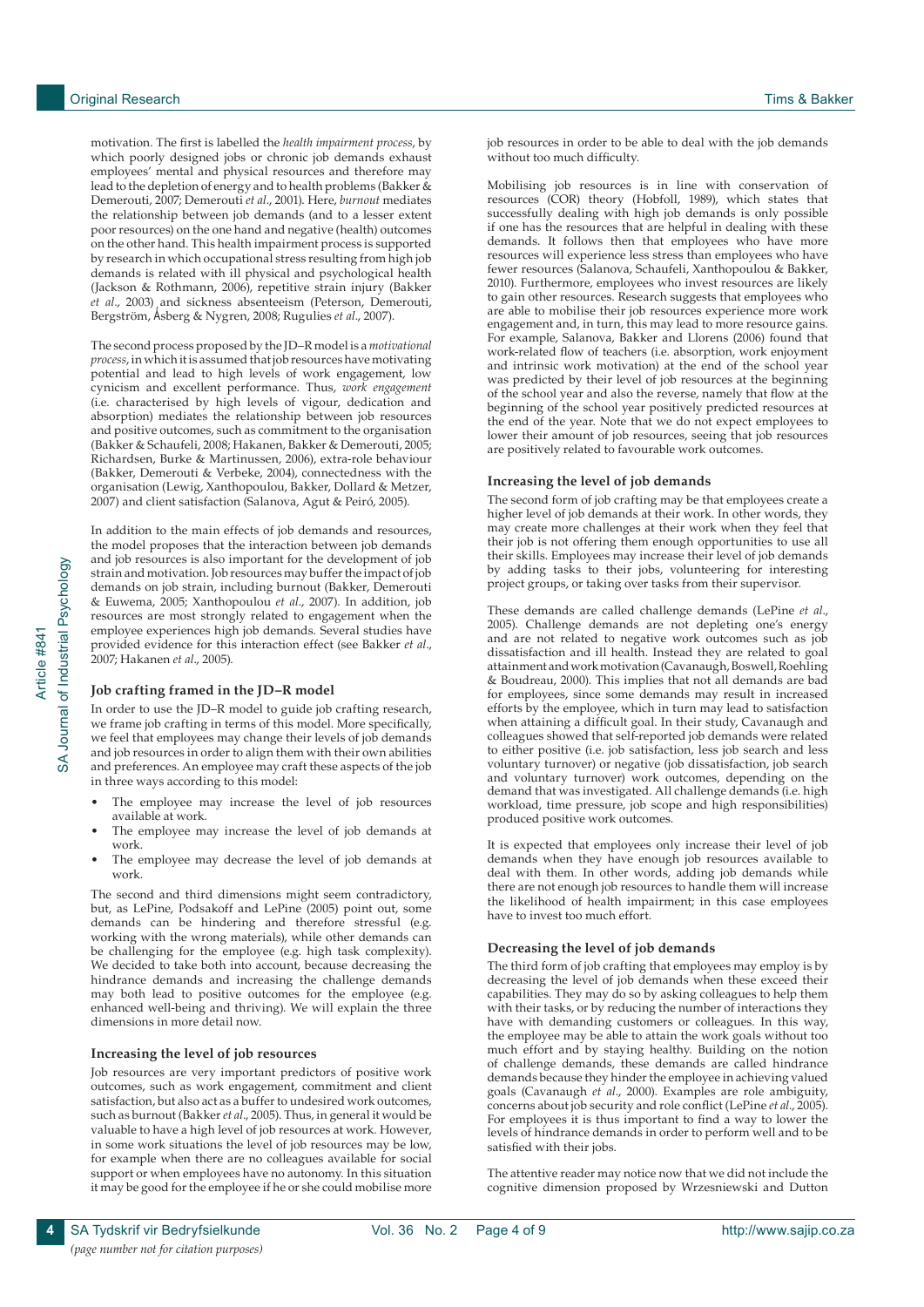motivation. The first is labelled the *health impairment process*, by which poorly designed jobs or chronic job demands exhaust employees' mental and physical resources and therefore may lead to the depletion of energy and to health problems (Bakker & Demerouti, 2007; Demerouti *et al*., 2001). Here, *burnout* mediates the relationship between job demands (and to a lesser extent poor resources) on the one hand and negative (health) outcomes on the other hand. This health impairment process is supported by research in which occupational stress resulting from high job demands is related with ill physical and psychological health (Jackson & Rothmann, 2006), repetitive strain injury (Bakker *et al*., 2003) and sickness absenteeism (Peterson, Demerouti, Bergström, Åsberg & Nygren, 2008; Rugulies *et al*., 2007).

The second process proposed by the JD–R model is a *motivational process*, in which it is assumed that job resources have motivating potential and lead to high levels of work engagement, low cynicism and excellent performance. Thus, *work engagement* (i.e. characterised by high levels of vigour, dedication and absorption) mediates the relationship between job resources and positive outcomes, such as commitment to the organisation (Bakker & Schaufeli, 2008; Hakanen, Bakker & Demerouti, 2005; Richardsen, Burke & Martinussen, 2006), extra-role behaviour (Bakker, Demerouti & Verbeke, 2004), connectedness with the organisation (Lewig, Xanthopoulou, Bakker, Dollard & Metzer, 2007) and client satisfaction (Salanova, Agut & Peiró, 2005).

In addition to the main effects of job demands and resources, the model proposes that the interaction between job demands and job resources is also important for the development of job strain and motivation. Job resources may buffer the impact of job demands on job strain, including burnout (Bakker, Demerouti & Euwema, 2005; Xanthopoulou *et al*., 2007). In addition, job resources are most strongly related to engagement when the employee experiences high job demands. Several studies have provided evidence for this interaction effect (see Bakker *et al*., 2007; Hakanen *et al*., 2005).

### Job crafting framed in the JD–R model

In order to use the JD–R model to guide job crafting research, we frame job crafting in terms of this model. More specifically, we feel that employees may change their levels of job demands and job resources in order to align them with their own abilities and preferences. An employee may craft these aspects of the job in three ways according to this model:

- The employee may increase the level of job resources available at work.
- The employee may increase the level of job demands at work.
- The employee may decrease the level of job demands at work.

The second and third dimensions might seem contradictory, but, as LePine, Podsakoff and LePine (2005) point out, some demands can be hindering and therefore stressful (e.g. working with the wrong materials), while other demands can be challenging for the employee (e.g. high task complexity). We decided to take both into account, because decreasing the hindrance demands and increasing the challenge demands may both lead to positive outcomes for the employee (e.g. enhanced well-being and thriving). We will explain the three dimensions in more detail now.

### Increasing the level of job resources

Job resources are very important predictors of positive work outcomes, such as work engagement, commitment and client satisfaction, but also act as a buffer to undesired work outcomes, such as burnout (Bakker *et al*., 2005). Thus, in general it would be valuable to have a high level of job resources at work. However, in some work situations the level of job resources may be low, for example when there are no colleagues available for social support or when employees have no autonomy. In this situation it may be good for the employee if he or she could mobilise more job resources in order to be able to deal with the job demands without too much difficulty.

Mobilising job resources is in line with conservation of resources (COR) theory (Hobfoll, 1989), which states that successfully dealing with high job demands is only possible if one has the resources that are helpful in dealing with these demands. It follows then that employees who have more resources will experience less stress than employees who have fewer resources (Salanova, Schaufeli, Xanthopoulou & Bakker, 2010). Furthermore, employees who invest resources are likely to gain other resources. Research suggests that employees who are able to mobilise their job resources experience more work engagement and, in turn, this may lead to more resource gains. For example, Salanova, Bakker and Llorens (2006) found that work-related flow of teachers (i.e. absorption, work enjoyment and intrinsic work motivation) at the end of the school year was predicted by their level of job resources at the beginning of the school year and also the reverse, namely that flow at the beginning of the school year positively predicted resources at the end of the year. Note that we do not expect employees to lower their amount of job resources, seeing that job resources are positively related to favourable work outcomes.

### Increasing the level of job demands

The second form of job crafting may be that employees create a higher level of job demands at their work. In other words, they may create more challenges at their work when they feel that their job is not offering them enough opportunities to use all their skills. Employees may increase their level of job demands by adding tasks to their jobs, volunteering for interesting project groups, or taking over tasks from their supervisor.

These demands are called challenge demands (LePine *et al*., 2005). Challenge demands are not depleting one's energy and are not related to negative work outcomes such as job dissatisfaction and ill health. Instead they are related to goal attainment and work motivation (Cavanaugh, Boswell, Roehling & Boudreau, 2000). This implies that not all demands are bad for employees, since some demands may result in increased efforts by the employee, which in turn may lead to satisfaction when attaining a difficult goal. In their study, Cavanaugh and colleagues showed that self-reported job demands were related to either positive (i.e. job satisfaction, less job search and less voluntary turnover) or negative (job dissatisfaction, job search and voluntary turnover) work outcomes, depending on the demand that was investigated. All challenge demands (i.e. high workload, time pressure, job scope and high responsibilities) produced positive work outcomes.

It is expected that employees only increase their level of job demands when they have enough job resources available to deal with them. In other words, adding job demands while there are not enough job resources to handle them will increase the likelihood of health impairment; in this case employees have to invest too much effort.

### Decreasing the level of job demands

The third form of job crafting that employees may employ is by decreasing the level of job demands when these exceed their capabilities. They may do so by asking colleagues to help them with their tasks, or by reducing the number of interactions they have with demanding customers or colleagues. In this way, the employee may be able to attain the work goals without too much effort and by staying healthy. Building on the notion of challenge demands, these demands are called hindrance demands because they hinder the employee in achieving valued goals (Cavanaugh *et al*., 2000). Examples are role ambiguity, concerns about job security and role conflict (LePine *et al*., 2005). For employees it is thus important to find a way to lower the levels of hindrance demands in order to perform well and to be satisfied with their jobs.

The attentive reader may notice now that we did not include the cognitive dimension proposed by Wrzesniewski and Dutton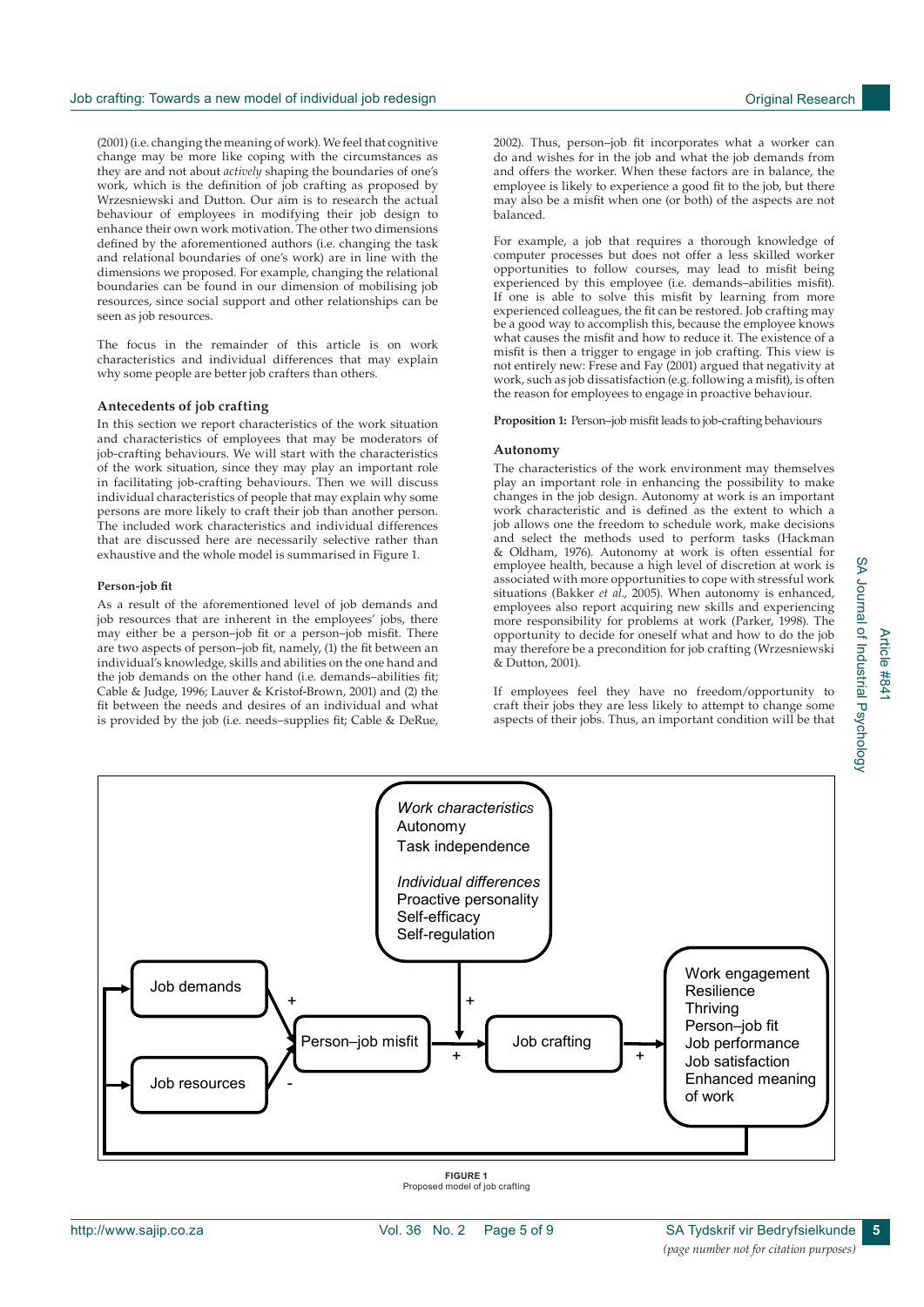(2001) (i.e. changing the meaning of work). We feel that cognitive change may be more like coping with the circumstances as they are and not about *actively* shaping the boundaries of one's work, which is the definition of job crafting as proposed by Wrzesniewski and Dutton. Our aim is to research the actual behaviour of employees in modifying their job design to enhance their own work motivation. The other two dimensions defined by the aforementioned authors (i.e. changing the task and relational boundaries of one's work) are in line with the dimensions we proposed. For example, changing the relational boundaries can be found in our dimension of mobilising job resources, since social support and other relationships can be seen as job resources.

The focus in the remainder of this article is on work characteristics and individual differences that may explain why some people are better job crafters than others.

### Antecedents of job crafting

In this section we report characteristics of the work situation and characteristics of employees that may be moderators of job-crafting behaviours. We will start with the characteristics of the work situation, since they may play an important role in facilitating job-crafting behaviours. Then we will discuss individual characteristics of people that may explain why some persons are more likely to craft their job than another person. The included work characteristics and individual differences that are discussed here are necessarily selective rather than exhaustive and the whole model is summarised in Figure 1.

#### Person-job fit

As a result of the aforementioned level of job demands and job resources that are inherent in the employees' jobs, there may either be a person–job fit or a person–job misfit. There are two aspects of person–job fit, namely, (1) the fit between an individual's knowledge, skills and abilities on the one hand and the job demands on the other hand (i.e. demands–abilities fit; Cable & Judge, 1996; Lauver & Kristof-Brown, 2001) and (2) the fit between the needs and desires of an individual and what is provided by the job (i.e. needs–supplies fit; Cable & DeRue, 2002). Thus, person–job fit incorporates what a worker can do and wishes for in the job and what the job demands from and offers the worker. When these factors are in balance, the employee is likely to experience a good fit to the job, but there may also be a misfit when one (or both) of the aspects are not balanced.

For example, a job that requires a thorough knowledge of computer processes but does not offer a less skilled worker opportunities to follow courses, may lead to misfit being experienced by this employee (i.e. demands–abilities misfit). If one is able to solve this misfit by learning from more experienced colleagues, the fit can be restored. Job crafting may be a good way to accomplish this, because the employee knows what causes the misfit and how to reduce it. The existence of a misfit is then a trigger to engage in job crafting. This view is not entirely new: Frese and Fay (2001) argued that negativity at work, such as job dissatisfaction (e.g. following a misfit), is often the reason for employees to engage in proactive behaviour.

**Proposition 1:** Person–job misfit leads to job-crafting behaviours

#### Autonomy

The characteristics of the work environment may themselves play an important role in enhancing the possibility to make changes in the job design. Autonomy at work is an important work characteristic and is defined as the extent to which a job allows one the freedom to schedule work, make decisions and select the methods used to perform tasks (Hackman & Oldham, 1976). Autonomy at work is often essential for employee health, because a high level of discretion at work is associated with more opportunities to cope with stressful work situations (Bakker *et al*., 2005). When autonomy is enhanced, employees also report acquiring new skills and experiencing more responsibility for problems at work (Parker, 1998). The opportunity to decide for oneself what and how to do the job may therefore be a precondition for job crafting (Wrzesniewski & Dutton, 2001).

If employees feel they have no freedom/opportunity to craft their jobs they are less likely to attempt to change some aspects of their jobs. Thus, an important condition will be that

*Work characteristics*
Autonomy
Task independence

*Individual differences*
Proactive personality
Self-efficacy
Self-regulation

Job demands
Job resources
Person–job misfit
Job crafting
+
-
+
+
+

Work engagement
Resilience
Thriving
Person–job fit
Job performance
Job satisfaction
Enhanced meaning of work

**FIGURE 1**
Proposed model of job crafting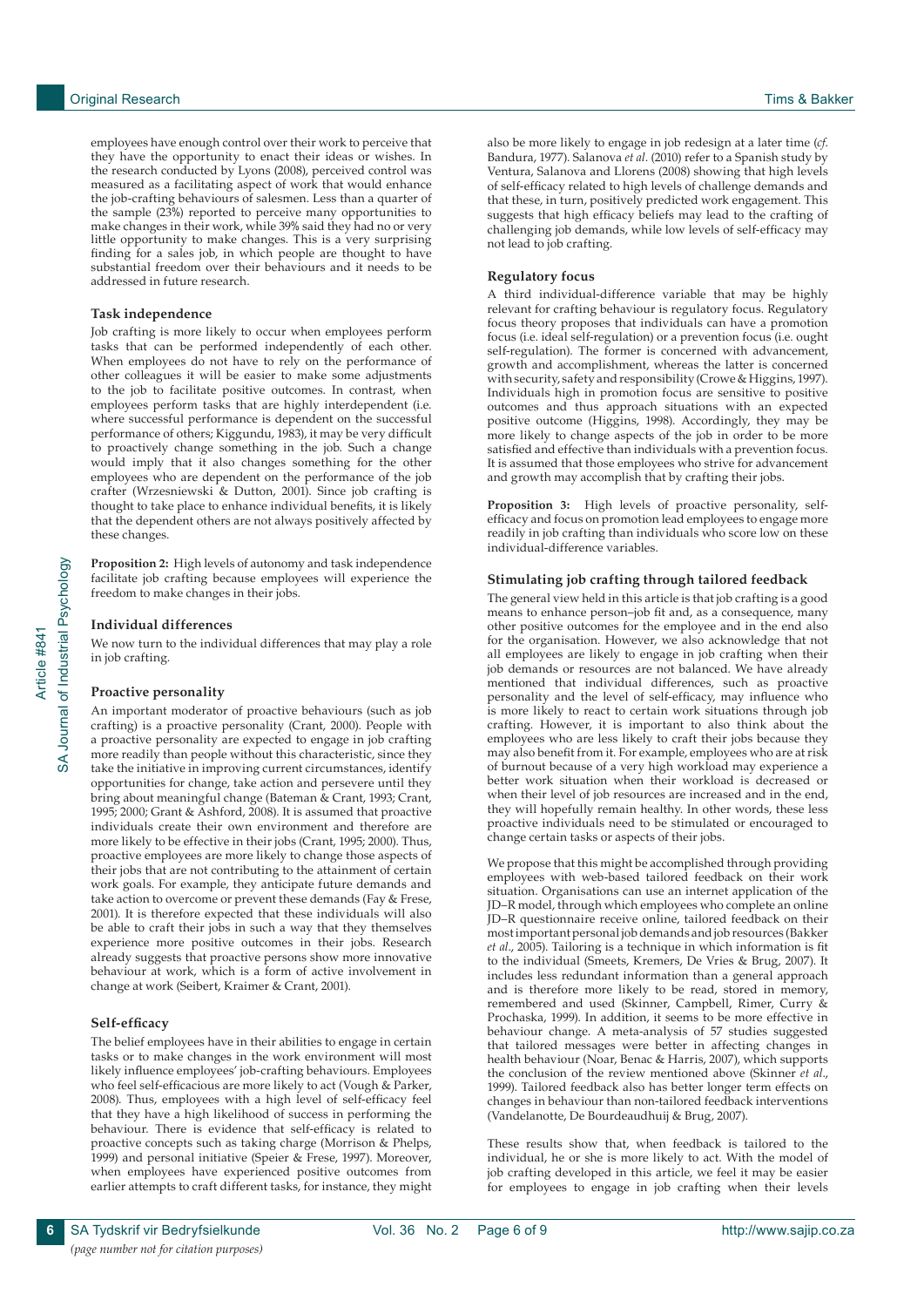employees have enough control over their work to perceive that they have the opportunity to enact their ideas or wishes. In the research conducted by Lyons (2008), perceived control was measured as a facilitating aspect of work that would enhance the job-crafting behaviours of salesmen. Less than a quarter of the sample (23%) reported to perceive many opportunities to make changes in their work, while 39% said they had no or very little opportunity to make changes. This is a very surprising finding for a sales job, in which people are thought to have substantial freedom over their behaviours and it needs to be addressed in future research.

### Task independence

Job crafting is more likely to occur when employees perform tasks that can be performed independently of each other. When employees do not have to rely on the performance of other colleagues it will be easier to make some adjustments to the job to facilitate positive outcomes. In contrast, when employees perform tasks that are highly interdependent (i.e. where successful performance is dependent on the successful performance of others; Kiggundu, 1983), it may be very difficult to proactively change something in the job. Such a change would imply that it also changes something for the other employees who are dependent on the performance of the job crafter (Wrzesniewski & Dutton, 2001). Since job crafting is thought to take place to enhance individual benefits, it is likely that the dependent others are not always positively affected by these changes.

**Proposition 2:** High levels of autonomy and task independence facilitate job crafting because employees will experience the freedom to make changes in their jobs.

### Individual differences

We now turn to the individual differences that may play a role in job crafting.

### Proactive personality

An important moderator of proactive behaviours (such as job crafting) is a proactive personality (Crant, 2000). People with a proactive personality are expected to engage in job crafting more readily than people without this characteristic, since they take the initiative in improving current circumstances, identify opportunities for change, take action and persevere until they bring about meaningful change (Bateman & Crant, 1993; Crant, 1995; 2000; Grant & Ashford, 2008). It is assumed that proactive individuals create their own environment and therefore are more likely to be effective in their jobs (Crant, 1995; 2000). Thus, proactive employees are more likely to change those aspects of their jobs that are not contributing to the attainment of certain work goals. For example, they anticipate future demands and take action to overcome or prevent these demands (Fay & Frese, 2001). It is therefore expected that these individuals will also be able to craft their jobs in such a way that they themselves experience more positive outcomes in their jobs. Research already suggests that proactive persons show more innovative behaviour at work, which is a form of active involvement in change at work (Seibert, Kraimer & Crant, 2001).

### Self-efficacy

The belief employees have in their abilities to engage in certain tasks or to make changes in the work environment will most likely influence employees' job-crafting behaviours. Employees who feel self-efficacious are more likely to act (Vough & Parker, 2008). Thus, employees with a high level of self-efficacy feel that they have a high likelihood of success in performing the behaviour. There is evidence that self-efficacy is related to proactive concepts such as taking charge (Morrison & Phelps, 1999) and personal initiative (Speier & Frese, 1997). Moreover, when employees have experienced positive outcomes from earlier attempts to craft different tasks, for instance, they might also be more likely to engage in job redesign at a later time (*cf.* Bandura, 1977). Salanova *et al.* (2010) refer to a Spanish study by Ventura, Salanova and Llorens (2008) showing that high levels of self-efficacy related to high levels of challenge demands and that these, in turn, positively predicted work engagement. This suggests that high efficacy beliefs may lead to the crafting of challenging job demands, while low levels of self-efficacy may not lead to job crafting.

### Regulatory focus

A third individual-difference variable that may be highly relevant for crafting behaviour is regulatory focus. Regulatory focus theory proposes that individuals can have a promotion focus (i.e. ideal self-regulation) or a prevention focus (i.e. ought self-regulation). The former is concerned with advancement, growth and accomplishment, whereas the latter is concerned with security, safety and responsibility (Crowe & Higgins, 1997). Individuals high in promotion focus are sensitive to positive outcomes and thus approach situations with an expected positive outcome (Higgins, 1998). Accordingly, they may be more likely to change aspects of the job in order to be more satisfied and effective than individuals with a prevention focus. It is assumed that those employees who strive for advancement and growth may accomplish that by crafting their jobs.

**Proposition 3:** High levels of proactive personality, self-efficacy and focus on promotion lead employees to engage more readily in job crafting than individuals who score low on these individual-difference variables.

### Stimulating job crafting through tailored feedback

The general view held in this article is that job crafting is a good means to enhance person–job fit and, as a consequence, many other positive outcomes for the employee and in the end also for the organisation. However, we also acknowledge that not all employees are likely to engage in job crafting when their job demands or resources are not balanced. We have already mentioned that individual differences, such as proactive personality and the level of self-efficacy, may influence who is more likely to react to certain work situations through job crafting. However, it is important to also think about the employees who are less likely to craft their jobs because they may also benefit from it. For example, employees who are at risk of burnout because of a very high workload may experience a better work situation when their workload is decreased or when their level of job resources are increased and in the end, they will hopefully remain healthy. In other words, these less proactive individuals need to be stimulated or encouraged to change certain tasks or aspects of their jobs.

We propose that this might be accomplished through providing employees with web-based tailored feedback on their work situation. Organisations can use an internet application of the JD–R model, through which employees who complete an online JD–R questionnaire receive online, tailored feedback on their most important personal job demands and job resources (Bakker *et al.*, 2005). Tailoring is a technique in which information is fit to the individual (Smeets, Kremers, De Vries & Brug, 2007). It includes less redundant information than a general approach and is therefore more likely to be read, stored in memory, remembered and used (Skinner, Campbell, Rimer, Curry & Prochaska, 1999). In addition, it seems to be more effective in behaviour change. A meta-analysis of 57 studies suggested that tailored messages were better in affecting changes in health behaviour (Noar, Benac & Harris, 2007), which supports the conclusion of the review mentioned above (Skinner *et al.*, 1999). Tailored feedback also has better longer term effects on changes in behaviour than non-tailored feedback interventions (Vandelanotte, De Bourdeaudhuij & Brug, 2007).

These results show that, when feedback is tailored to the individual, he or she is more likely to act. With the model of job crafting developed in this article, we feel it may be easier for employees to engage in job crafting when their levels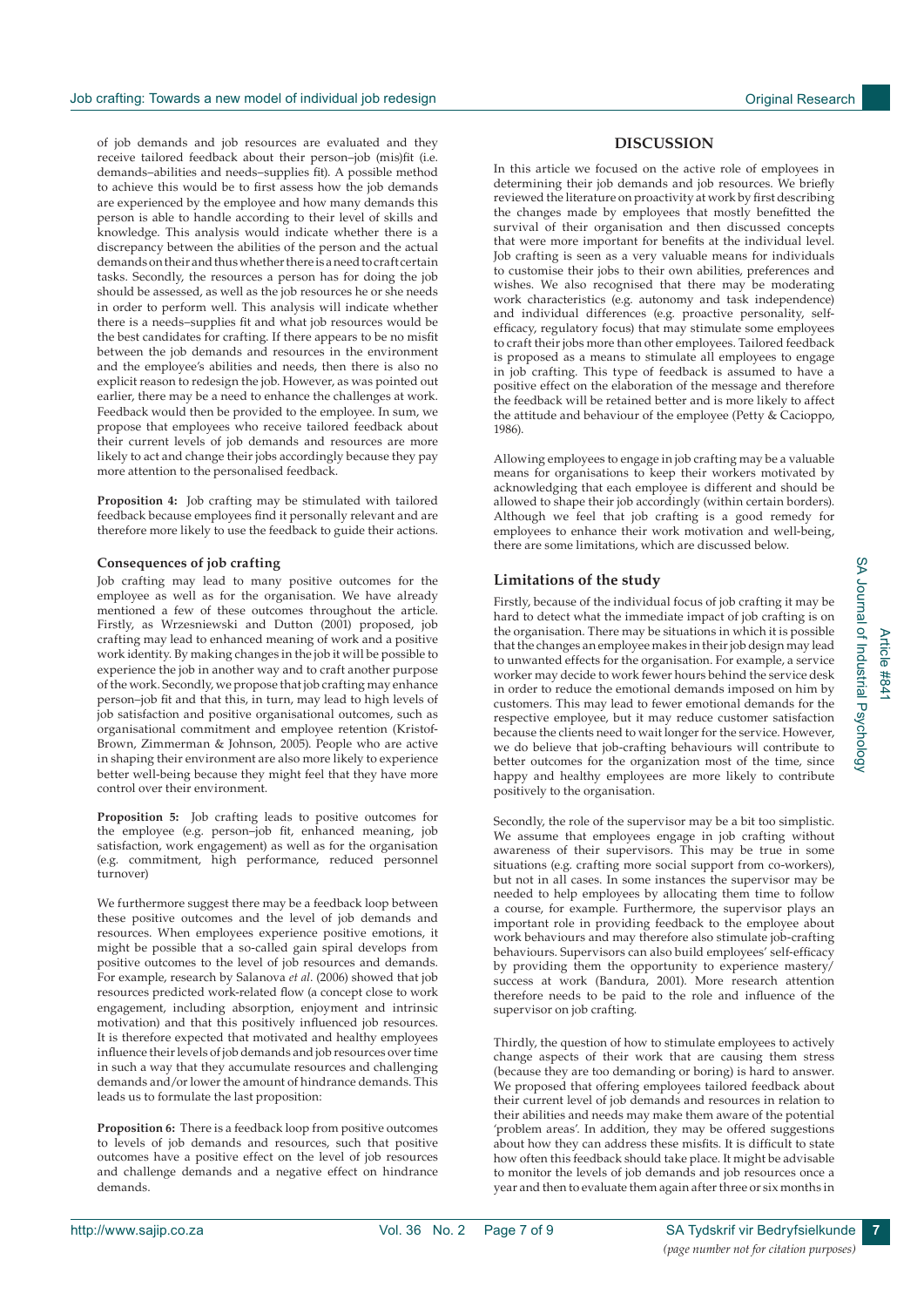of job demands and job resources are evaluated and they receive tailored feedback about their person–job (mis)fit (i.e. demands–abilities and needs–supplies fit). A possible method to achieve this would be to first assess how the job demands are experienced by the employee and how many demands this person is able to handle according to their level of skills and knowledge. This analysis would indicate whether there is a discrepancy between the abilities of the person and the actual demands on their and thus whether there is a need to craft certain tasks. Secondly, the resources a person has for doing the job should be assessed, as well as the job resources he or she needs in order to perform well. This analysis will indicate whether there is a needs–supplies fit and what job resources would be the best candidates for crafting. If there appears to be no misfit between the job demands and resources in the environment and the employee's abilities and needs, then there is also no explicit reason to redesign the job. However, as was pointed out earlier, there may be a need to enhance the challenges at work. Feedback would then be provided to the employee. In sum, we propose that employees who receive tailored feedback about their current levels of job demands and resources are more likely to act and change their jobs accordingly because they pay more attention to the personalised feedback.

**Proposition 4:** Job crafting may be stimulated with tailored feedback because employees find it personally relevant and are therefore more likely to use the feedback to guide their actions.

### Consequences of job crafting

Job crafting may lead to many positive outcomes for the employee as well as for the organisation. We have already mentioned a few of these outcomes throughout the article. Firstly, as Wrzesniewski and Dutton (2001) proposed, job crafting may lead to enhanced meaning of work and a positive work identity. By making changes in the job it will be possible to experience the job in another way and to craft another purpose of the work. Secondly, we propose that job crafting may enhance person–job fit and that this, in turn, may lead to high levels of job satisfaction and positive organisational outcomes, such as organisational commitment and employee retention (Kristof-Brown, Zimmerman & Johnson, 2005). People who are active in shaping their environment are also more likely to experience better well-being because they might feel that they have more control over their environment.

**Proposition 5:** Job crafting leads to positive outcomes for the employee (e.g. person–job fit, enhanced meaning, job satisfaction, work engagement) as well as for the organisation (e.g. commitment, high performance, reduced personnel turnover)

We furthermore suggest there may be a feedback loop between these positive outcomes and the level of job demands and resources. When employees experience positive emotions, it might be possible that a so-called gain spiral develops from positive outcomes to the level of job resources and demands. For example, research by Salanova *et al*. (2006) showed that job resources predicted work-related flow (a concept close to work engagement, including absorption, enjoyment and intrinsic motivation) and that this positively influenced job resources. It is therefore expected that motivated and healthy employees influence their levels of job demands and job resources over time in such a way that they accumulate resources and challenging demands and/or lower the amount of hindrance demands. This leads us to formulate the last proposition:

**Proposition 6:** There is a feedback loop from positive outcomes to levels of job demands and resources, such that positive outcomes have a positive effect on the level of job resources and challenge demands and a negative effect on hindrance demands.

## DISCUSSION

In this article we focused on the active role of employees in determining their job demands and job resources. We briefly reviewed the literature on proactivity at work by first describing the changes made by employees that mostly benefitted the survival of their organisation and then discussed concepts that were more important for benefits at the individual level. Job crafting is seen as a very valuable means for individuals to customise their jobs to their own abilities, preferences and wishes. We also recognised that there may be moderating work characteristics (e.g. autonomy and task independence) and individual differences (e.g. proactive personality, self-efficacy, regulatory focus) that may stimulate some employees to craft their jobs more than other employees. Tailored feedback is proposed as a means to stimulate all employees to engage in job crafting. This type of feedback is assumed to have a positive effect on the elaboration of the message and therefore the feedback will be retained better and is more likely to affect the attitude and behaviour of the employee (Petty & Cacioppo, 1986).

Allowing employees to engage in job crafting may be a valuable means for organisations to keep their workers motivated by acknowledging that each employee is different and should be allowed to shape their job accordingly (within certain borders). Although we feel that job crafting is a good remedy for employees to enhance their work motivation and well-being, there are some limitations, which are discussed below.

### Limitations of the study

Firstly, because of the individual focus of job crafting it may be hard to detect what the immediate impact of job crafting is on the organisation. There may be situations in which it is possible that the changes an employee makes in their job design may lead to unwanted effects for the organisation. For example, a service worker may decide to work fewer hours behind the service desk in order to reduce the emotional demands imposed on him by customers. This may lead to fewer emotional demands for the respective employee, but it may reduce customer satisfaction because the clients need to wait longer for the service. However, we do believe that job-crafting behaviours will contribute to better outcomes for the organization most of the time, since happy and healthy employees are more likely to contribute positively to the organisation.

Secondly, the role of the supervisor may be a bit too simplistic. We assume that employees engage in job crafting without awareness of their supervisors. This may be true in some situations (e.g. crafting more social support from co-workers), but not in all cases. In some instances the supervisor may be needed to help employees by allocating them time to follow a course, for example. Furthermore, the supervisor plays an important role in providing feedback to the employee about work behaviours and may therefore also stimulate job-crafting behaviours. Supervisors can also build employees' self-efficacy by providing them the opportunity to experience mastery/success at work (Bandura, 2001). More research attention therefore needs to be paid to the role and influence of the supervisor on job crafting.

Thirdly, the question of how to stimulate employees to actively change aspects of their work that are causing them stress (because they are too demanding or boring) is hard to answer. We proposed that offering employees tailored feedback about their current level of job demands and resources in relation to their abilities and needs may make them aware of the potential 'problem areas'. In addition, they may be offered suggestions about how they can address these misfits. It is difficult to state how often this feedback should take place. It might be advisable to monitor the levels of job demands and job resources once a year and then to evaluate them again after three or six months in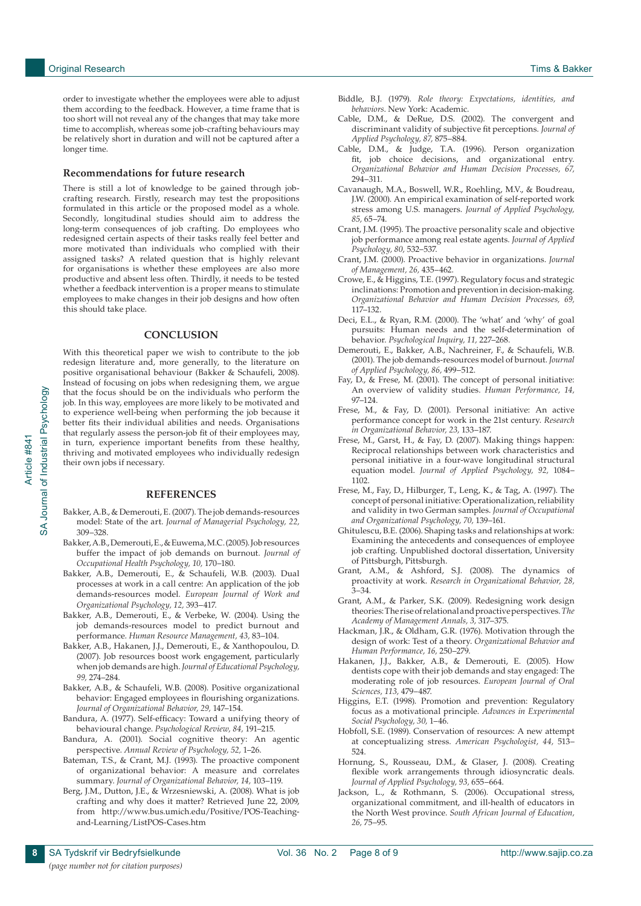order to investigate whether the employees were able to adjust them according to the feedback. However, a time frame that is too short will not reveal any of the changes that may take more time to accomplish, whereas some job-crafting behaviours may be relatively short in duration and will not be captured after a longer time.

### Recommendations for future research

There is still a lot of knowledge to be gained through job-crafting research. Firstly, research may test the propositions formulated in this article or the proposed model as a whole. Secondly, longitudinal studies should aim to address the long-term consequences of job crafting. Do employees who redesigned certain aspects of their tasks really feel better and more motivated than individuals who complied with their assigned tasks? A related question that is highly relevant for organisations is whether these employees are also more productive and absent less often. Thirdly, it needs to be tested whether a feedback intervention is a proper means to stimulate employees to make changes in their job designs and how often this should take place.

## CONCLUSION

With this theoretical paper we wish to contribute to the job redesign literature and, more generally, to the literature on positive organisational behaviour (Bakker & Schaufeli, 2008). Instead of focusing on jobs when redesigning them, we argue that the focus should be on the individuals who perform the job. In this way, employees are more likely to be motivated and to experience well-being when performing the job because it better fits their individual abilities and needs. Organisations that regularly assess the person-job fit of their employees may, in turn, experience important benefits from these healthy, thriving and motivated employees who individually redesign their own jobs if necessary.

## REFERENCES

Bakker, A.B., & Demerouti, E. (2007). The job demands-resources model: State of the art. *Journal of Managerial Psychology, 22,* 309–328.

Bakker, A.B., Demerouti, E., & Euwema, M.C. (2005). Job resources buffer the impact of job demands on burnout. *Journal of Occupational Health Psychology, 10,* 170–180.

Bakker, A.B., Demerouti, E., & Schaufeli, W.B. (2003). Dual processes at work in a call centre: An application of the job demands-resources model. *European Journal of Work and Organizational Psychology, 12,* 393–417.

Bakker, A.B., Demerouti, E., & Verbeke, W. (2004). Using the job demands-resources model to predict burnout and performance. *Human Resource Management, 43,* 83–104.

Bakker, A.B., Hakanen, J.J., Demerouti, E., & Xanthopoulou, D. (2007). Job resources boost work engagement, particularly when job demands are high. *Journal of Educational Psychology, 99,* 274–284.

Bakker, A.B., & Schaufeli, W.B. (2008). Positive organizational behavior: Engaged employees in flourishing organizations. *Journal of Organizational Behavior, 29,* 147–154.

Bandura, A. (1977). Self-efficacy: Toward a unifying theory of behavioural change. *Psychological Review, 84,* 191–215.

Bandura, A. (2001). Social cognitive theory: An agentic perspective. *Annual Review of Psychology, 52,* 1–26.

Bateman, T.S., & Crant, M.J. (1993). The proactive component of organizational behavior: A measure and correlates summary. *Journal of Organizational Behavior, 14,* 103–119.

Berg, J.M., Dutton, J.E., & Wrzesniewski, A. (2008). What is job crafting and why does it matter? Retrieved June 22, 2009, from http://www.bus.umich.edu/Positive/POS-Teaching-and-Learning/ListPOS-Cases.htm

Biddle, B.J. (1979). *Role theory: Expectations, identities, and behaviors*. New York: Academic.

Cable, D.M., & DeRue, D.S. (2002). The convergent and discriminant validity of subjective fit perceptions. *Journal of Applied Psychology, 87,* 875–884.

Cable, D.M., & Judge, T.A. (1996). Person organization fit, job choice decisions, and organizational entry. *Organizational Behavior and Human Decision Processes, 67,* 294–311.

Cavanaugh, M.A., Boswell, W.R., Roehling, M.V., & Boudreau, J.W. (2000). An empirical examination of self-reported work stress among U.S. managers. *Journal of Applied Psychology, 85,* 65–74.

Crant, J.M. (1995). The proactive personality scale and objective job performance among real estate agents. *Journal of Applied Psychology, 80,* 532–537.

Crant, J.M. (2000). Proactive behavior in organizations. *Journal of Management, 26,* 435–462.

Crowe, E., & Higgins, T.E. (1997). Regulatory focus and strategic inclinations: Promotion and prevention in decision-making. *Organizational Behavior and Human Decision Processes, 69,* 117–132.

Deci, E.L., & Ryan, R.M. (2000). The 'what' and 'why' of goal pursuits: Human needs and the self-determination of behavior. *Psychological Inquiry, 11,* 227–268.

Demerouti, E., Bakker, A.B., Nachreiner, F., & Schaufeli, W.B. (2001). The job demands-resources model of burnout. *Journal of Applied Psychology, 86*, 499–512.

Fay, D., & Frese, M. (2001). The concept of personal initiative: An overview of validity studies. *Human Performance, 14,* 97–124.

Frese, M., & Fay, D. (2001). Personal initiative: An active performance concept for work in the 21st century. *Research in Organizational Behavior, 23,* 133–187.

Frese, M., Garst, H., & Fay, D. (2007). Making things happen: Reciprocal relationships between work characteristics and personal initiative in a four-wave longitudinal structural equation model. *Journal of Applied Psychology, 92,* 1084–1102.

Frese, M., Fay, D., Hilburger, T., Leng, K., & Tag, A. (1997). The concept of personal initiative: Operationalization, reliability and validity in two German samples. *Journal of Occupational and Organizational Psychology, 70,* 139–161.

Ghitulescu, B.E. (2006). Shaping tasks and relationships at work: Examining the antecedents and consequences of employee job crafting. Unpublished doctoral dissertation, University of Pittsburgh, Pittsburgh.

Grant, A.M., & Ashford, S.J. (2008). The dynamics of proactivity at work. *Research in Organizational Behavior, 28,* 3–34.

Grant, A.M., & Parker, S.K. (2009). Redesigning work design theories: The rise of relational and proactive perspectives. *The Academy of Management Annals, 3,* 317–375.

Hackman, J.R., & Oldham, G.R. (1976). Motivation through the design of work: Test of a theory. *Organizational Behavior and Human Performance, 16,* 250–279.

Hakanen, J.J., Bakker, A.B., & Demerouti, E. (2005). How dentists cope with their job demands and stay engaged: The moderating role of job resources. *European Journal of Oral Sciences, 113,* 479–487.

Higgins, E.T. (1998). Promotion and prevention: Regulatory focus as a motivational principle. *Advances in Experimental Social Psychology, 30,* 1–46.

Hobfoll, S.E. (1989). Conservation of resources: A new attempt at conceptualizing stress. *American Psychologist, 44,* 513–524.

Hornung, S., Rousseau, D.M., & Glaser, J. (2008). Creating flexible work arrangements through idiosyncratic deals. *Journal of Applied Psychology, 93,* 655–664.

Jackson, L., & Rothmann, S. (2006). Occupational stress, organizational commitment, and ill-health of educators in the North West province. *South African Journal of Education, 26,* 75–95.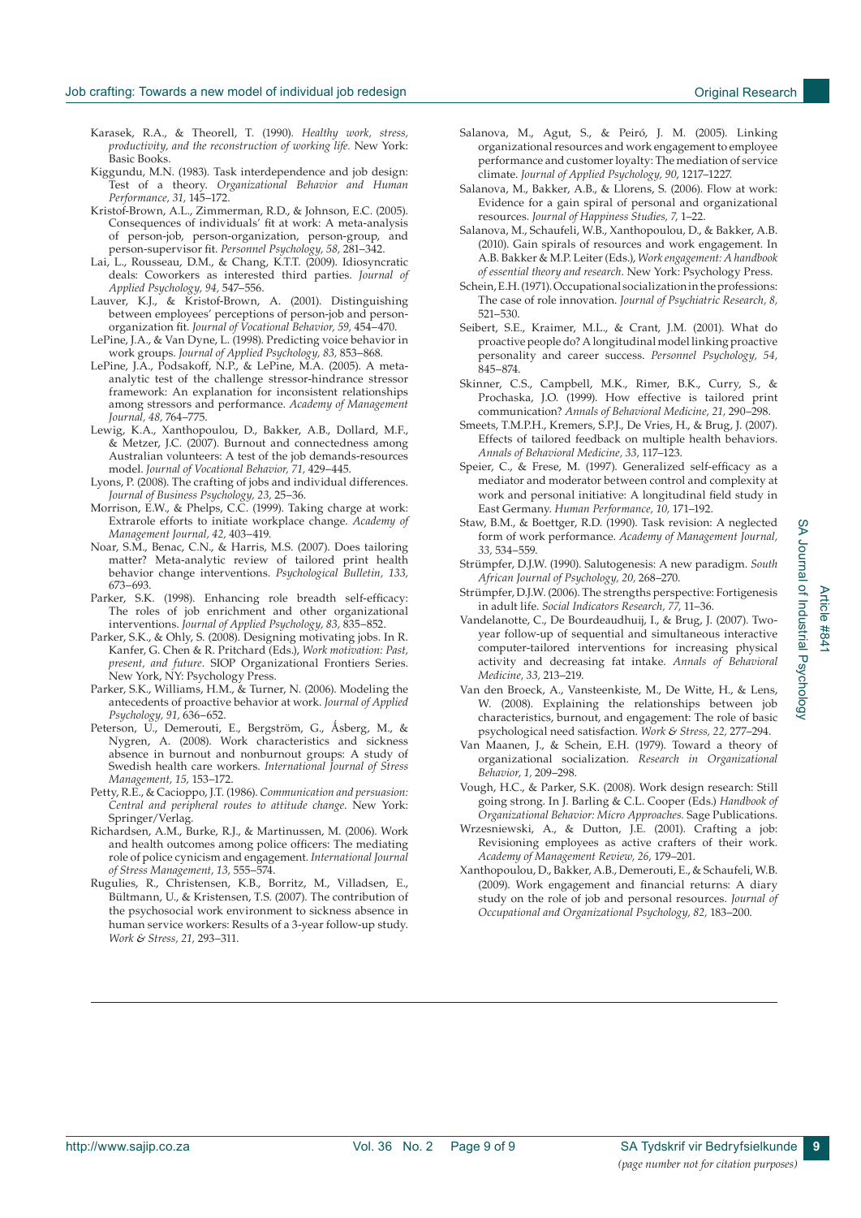Karasek, R.A., & Theorell, T. (1990). *Healthy work, stress, productivity, and the reconstruction of working life.* New York: Basic Books.

Kiggundu, M.N. (1983). Task interdependence and job design: Test of a theory. *Organizational Behavior and Human Performance, 31,* 145–172.

Kristof-Brown, A.L., Zimmerman, R.D., & Johnson, E.C. (2005). Consequences of individuals' fit at work: A meta-analysis of person-job, person-organization, person-group, and person-supervisor fit. *Personnel Psychology, 58,* 281–342.

Lai, L., Rousseau, D.M., & Chang, K.T.T. (2009). Idiosyncratic deals: Coworkers as interested third parties. *Journal of Applied Psychology, 94,* 547–556.

Lauver, K.J., & Kristof-Brown, A. (2001). Distinguishing between employees' perceptions of person-job and person-organization fit. *Journal of Vocational Behavior, 59,* 454–470.

LePine, J.A., & Van Dyne, L. (1998). Predicting voice behavior in work groups. *Journal of Applied Psychology, 83,* 853–868.

LePine, J.A., Podsakoff, N.P., & LePine, M.A. (2005). A meta-analytic test of the challenge stressor-hindrance stressor framework: An explanation for inconsistent relationships among stressors and performance. *Academy of Management Journal, 48,* 764–775.

Lewig, K.A., Xanthopoulou, D., Bakker, A.B., Dollard, M.F., & Metzer, J.C. (2007). Burnout and connectedness among Australian volunteers: A test of the job demands-resources model. *Journal of Vocational Behavior, 71,* 429–445.

Lyons, P. (2008). The crafting of jobs and individual differences. *Journal of Business Psychology, 23,* 25–36.

Morrison, E.W., & Phelps, C.C. (1999). Taking charge at work: Extrarole efforts to initiate workplace change. *Academy of Management Journal, 42,* 403–419.

Noar, S.M., Benac, C.N., & Harris, M.S. (2007). Does tailoring matter? Meta-analytic review of tailored print health behavior change interventions. *Psychological Bulletin, 133,* 673–693.

Parker, S.K. (1998). Enhancing role breadth self-efficacy: The roles of job enrichment and other organizational interventions. *Journal of Applied Psychology, 83,* 835–852.

Parker, S.K., & Ohly, S. (2008). Designing motivating jobs. In R. Kanfer, G. Chen & R. Pritchard (Eds.), *Work motivation: Past, present, and future.* SIOP Organizational Frontiers Series. New York, NY: Psychology Press.

Parker, S.K., Williams, H.M., & Turner, N. (2006). Modeling the antecedents of proactive behavior at work. *Journal of Applied Psychology, 91,* 636–652.

Peterson, U., Demerouti, E., Bergström, G., Åsberg, M., & Nygren, A. (2008). Work characteristics and sickness absence in burnout and nonburnout groups: A study of Swedish health care workers. *International Journal of Stress Management, 15,* 153–172.

Petty, R.E., & Cacioppo, J.T. (1986). *Communication and persuasion: Central and peripheral routes to attitude change.* New York: Springer/Verlag.

Richardsen, A.M., Burke, R.J., & Martinussen, M. (2006). Work and health outcomes among police officers: The mediating role of police cynicism and engagement. *International Journal of Stress Management, 13,* 555–574.

Rugulies, R., Christensen, K.B., Borritz, M., Villadsen, E., Bültmann, U., & Kristensen, T.S. (2007). The contribution of the psychosocial work environment to sickness absence in human service workers: Results of a 3-year follow-up study. *Work & Stress, 21,* 293–311.

Salanova, M., Agut, S., & Peiró, J. M. (2005). Linking organizational resources and work engagement to employee performance and customer loyalty: The mediation of service climate. *Journal of Applied Psychology, 90,* 1217–1227.

Salanova, M., Bakker, A.B., & Llorens, S. (2006). Flow at work: Evidence for a gain spiral of personal and organizational resources. *Journal of Happiness Studies, 7,* 1–22.

Salanova, M., Schaufeli, W.B., Xanthopoulou, D., & Bakker, A.B. (2010). Gain spirals of resources and work engagement. In A.B. Bakker & M.P. Leiter (Eds.), *Work engagement: A handbook of essential theory and research.* New York: Psychology Press.

Schein, E.H. (1971). Occupational socialization in the professions: The case of role innovation. *Journal of Psychiatric Research, 8,* 521–530.

Seibert, S.E., Kraimer, M.L., & Crant, J.M. (2001). What do proactive people do? A longitudinal model linking proactive personality and career success. *Personnel Psychology, 54,* 845–874.

Skinner, C.S., Campbell, M.K., Rimer, B.K., Curry, S., & Prochaska, J.O. (1999). How effective is tailored print communication? *Annals of Behavioral Medicine, 21,* 290–298.

Smeets, T.M.P.H., Kremers, S.P.J., De Vries, H., & Brug, J. (2007). Effects of tailored feedback on multiple health behaviors. *Annals of Behavioral Medicine, 33,* 117–123.

Speier, C., & Frese, M. (1997). Generalized self-efficacy as a mediator and moderator between control and complexity at work and personal initiative: A longitudinal field study in East Germany. *Human Performance, 10,* 171–192.

Staw, B.M., & Boettger, R.D. (1990). Task revision: A neglected form of work performance. *Academy of Management Journal, 33,* 534–559.

Strümpfer, D.J.W. (1990). Salutogenesis: A new paradigm. *South African Journal of Psychology, 20,* 268–270.

Strümpfer, D.J.W. (2006). The strengths perspective: Fortigenesis in adult life. *Social Indicators Research, 77,* 11–36.

Vandelanotte, C., De Bourdeaudhuij, I., & Brug, J. (2007). Two-year follow-up of sequential and simultaneous interactive computer-tailored interventions for increasing physical activity and decreasing fat intake. *Annals of Behavioral Medicine, 33,* 213–219.

Van den Broeck, A., Vansteenkiste, M., De Witte, H., & Lens, W. (2008). Explaining the relationships between job characteristics, burnout, and engagement: The role of basic psychological need satisfaction. *Work & Stress, 22,* 277–294.

Van Maanen, J., & Schein, E.H. (1979). Toward a theory of organizational socialization. *Research in Organizational Behavior, 1,* 209–298.

Vough, H.C., & Parker, S.K. (2008). Work design research: Still going strong. In J. Barling & C.L. Cooper (Eds.) *Handbook of Organizational Behavior: Micro Approaches.* Sage Publications.

Wrzesniewski, A., & Dutton, J.E. (2001). Crafting a job: Revisioning employees as active crafters of their work. *Academy of Management Review, 26,* 179–201.

Xanthopoulou, D., Bakker, A.B., Demerouti, E., & Schaufeli, W.B. (2009). Work engagement and financial returns: A diary study on the role of job and personal resources. *Journal of Occupational and Organizational Psychology, 82,* 183–200.